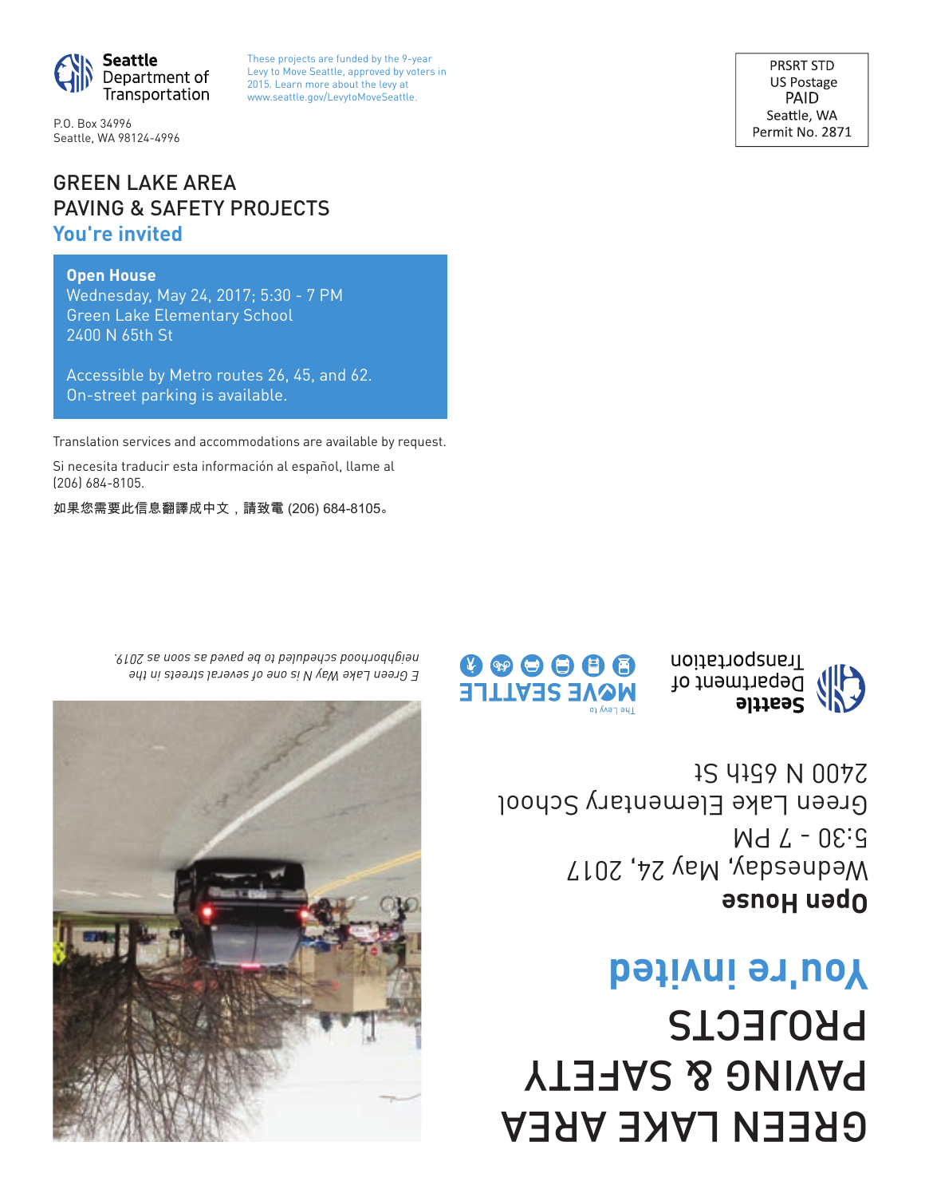Seattle Department of Transportation

P.O. Box 34996
Seattle, WA 98124-4996

These projects are funded by the 9-year Levy to Move Seattle, approved by voters in 2015. Learn more about the levy at www.seattle.gov/LevytoMoveSeattle.

PRSRT STD
US Postage
PAID
Seattle, WA
Permit No. 2871

# GREEN LAKE AREA PAVING & SAFETY PROJECTS

## You're invited

**Open House**
Wednesday, May 24, 2017; 5:30 - 7 PM
Green Lake Elementary School
2400 N 65th St

Accessible by Metro routes 26, 45, and 62.
On-street parking is available.

Translation services and accommodations are available by request.

Si necesita traducir esta información al español, llame al (206) 684-8105.

如果您需要此信息翻譯成中文，請致電 (206) 684-8105。

# GREEN LAKE AREA PAVING & SAFETY PROJECTS

## You're invited

**Open House**
Wednesday, May 24, 2017
5:30 - 7 PM
Green Lake Elementary School
2400 N 65th St

Seattle Department of Transportation

The Levy to MOVE SEATTLE

*E Green Lake Way N is one of several streets in the neighborhood scheduled to be paved as soon as 2019.*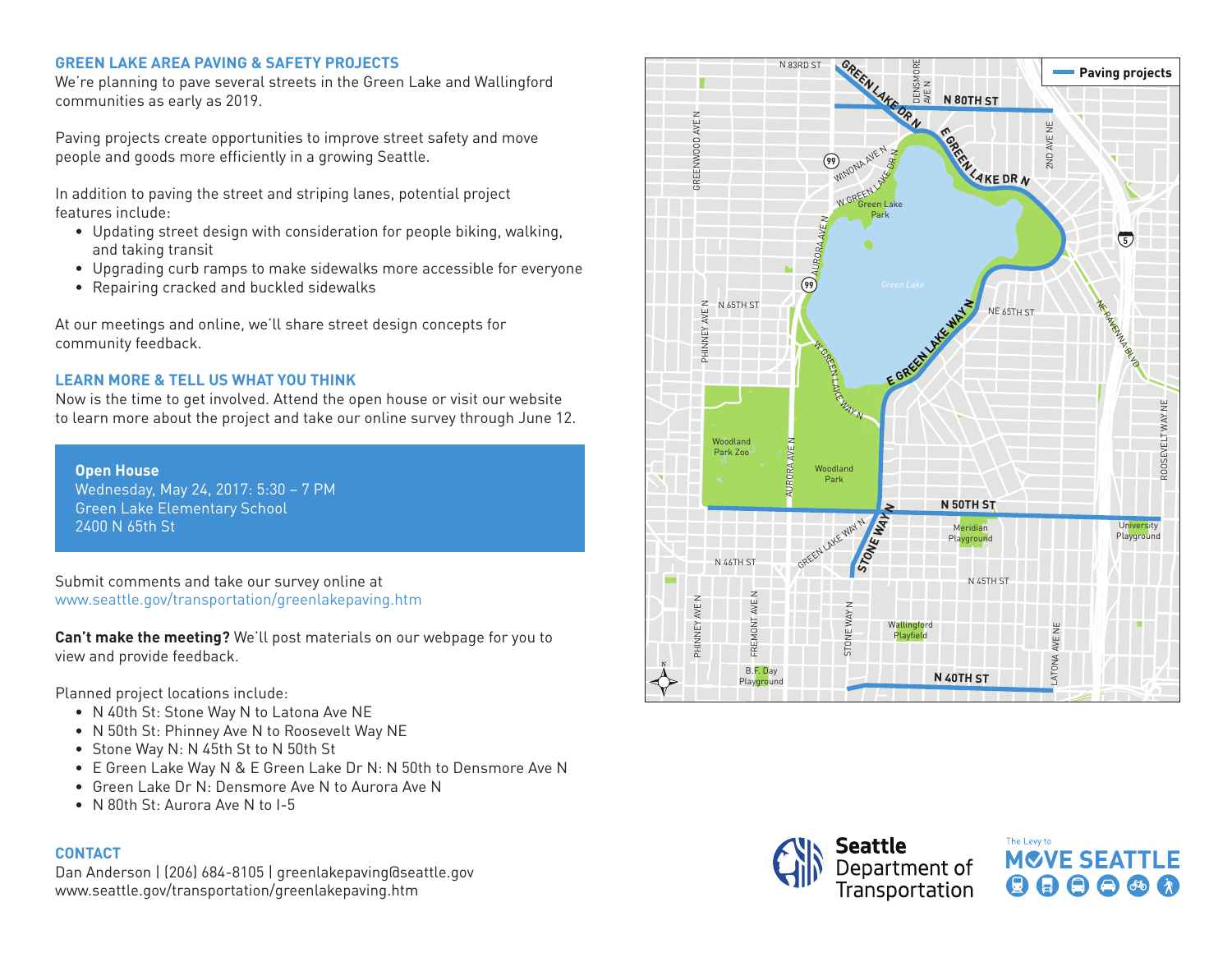## GREEN LAKE AREA PAVING & SAFETY PROJECTS

We're planning to pave several streets in the Green Lake and Wallingford communities as early as 2019.

Paving projects create opportunities to improve street safety and move people and goods more efficiently in a growing Seattle.

In addition to paving the street and striping lanes, potential project features include:

- Updating street design with consideration for people biking, walking, and taking transit
- Upgrading curb ramps to make sidewalks more accessible for everyone
- Repairing cracked and buckled sidewalks

At our meetings and online, we'll share street design concepts for community feedback.

## LEARN MORE & TELL US WHAT YOU THINK

Now is the time to get involved. Attend the open house or visit our website to learn more about the project and take our online survey through June 12.

**Open House**
Wednesday, May 24, 2017: 5:30 – 7 PM
Green Lake Elementary School
2400 N 65th St

Submit comments and take our survey online at
www.seattle.gov/transportation/greenlakepaving.htm

**Can't make the meeting?** We'll post materials on our webpage for you to view and provide feedback.

Planned project locations include:

- N 40th St: Stone Way N to Latona Ave NE
- N 50th St: Phinney Ave N to Roosevelt Way NE
- Stone Way N: N 45th St to N 50th St
- E Green Lake Way N & E Green Lake Dr N: N 50th to Densmore Ave N
- Green Lake Dr N: Densmore Ave N to Aurora Ave N
- N 80th St: Aurora Ave N to I-5

## CONTACT

Dan Anderson | (206) 684-8105 | greenlakepaving@seattle.gov
www.seattle.gov/transportation/greenlakepaving.htm

Paving projects

Seattle Department of Transportation

The Levy to MOVE SEATTLE